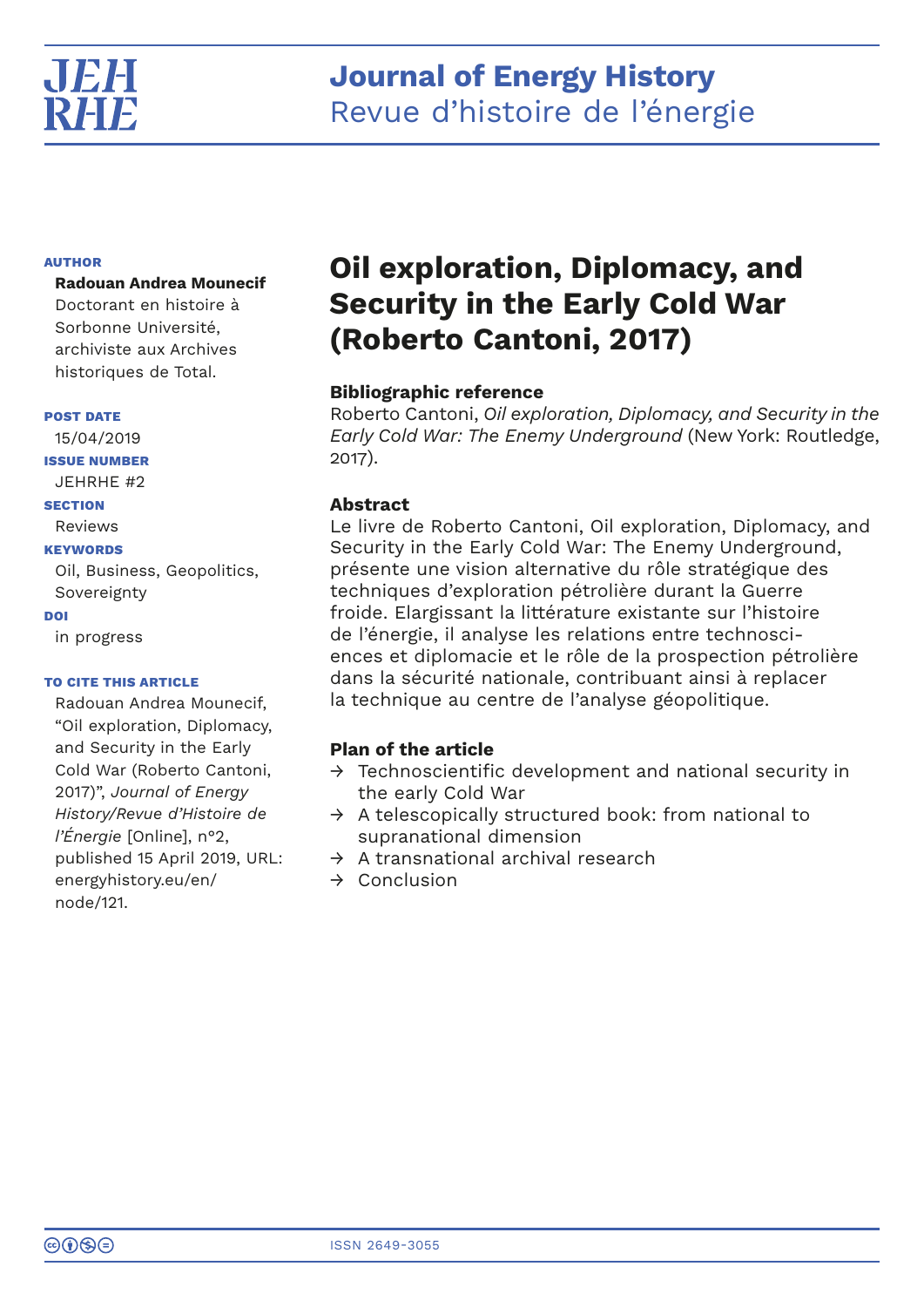# Oil exploration, Diplomacy, and Security in the Early Cold War (Roberto Cantoni, 2017)

**AUTHOR**

**Radouan Andrea Mounecif**
Doctorant en histoire à Sorbonne Université, archiviste aux Archives historiques de Total.

**POST DATE**
15/04/2019

**ISSUE NUMBER**
JEHRHE #2

**SECTION**
Reviews

**KEYWORDS**
Oil, Business, Geopolitics, Sovereignty

**DOI**
in progress

**TO CITE THIS ARTICLE**
Radouan Andrea Mounecif, "Oil exploration, Diplomacy, and Security in the Early Cold War (Roberto Cantoni, 2017)", *Journal of Energy History/Revue d'Histoire de l'Énergie* [Online], n°2, published 15 April 2019, URL: energyhistory.eu/en/node/121.

### Bibliographic reference

Roberto Cantoni, *Oil exploration, Diplomacy, and Security in the Early Cold War: The Enemy Underground* (New York: Routledge, 2017).

### Abstract

Le livre de Roberto Cantoni, Oil exploration, Diplomacy, and Security in the Early Cold War: The Enemy Underground, présente une vision alternative du rôle stratégique des techniques d'exploration pétrolière durant la Guerre froide. Elargissant la littérature existante sur l'histoire de l'énergie, il analyse les relations entre technosciences et diplomacie et le rôle de la prospection pétrolière dans la sécurité nationale, contribuant ainsi à replacer la technique au centre de l'analyse géopolitique.

### Plan of the article

- → Technoscientific development and national security in the early Cold War
- → A telescopically structured book: from national to supranational dimension
- → A transnational archival research
- → Conclusion

ISSN 2649-3055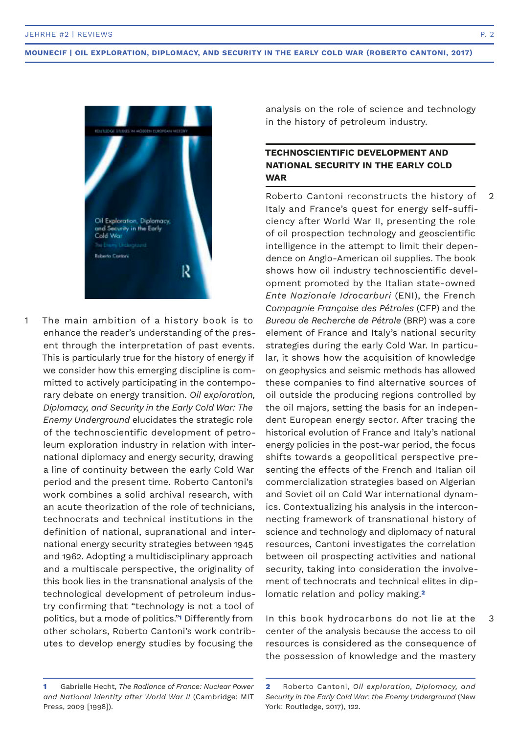1 The main ambition of a history book is to enhance the reader's understanding of the present through the interpretation of past events. This is particularly true for the history of energy if we consider how this emerging discipline is committed to actively participating in the contemporary debate on energy transition. *Oil exploration, Diplomacy, and Security in the Early Cold War: The Enemy Underground* elucidates the strategic role of the technoscientific development of petroleum exploration industry in relation with international diplomacy and energy security, drawing a line of continuity between the early Cold War period and the present time. Roberto Cantoni's work combines a solid archival research, with an acute theorization of the role of technicians, technocrats and technical institutions in the definition of national, supranational and international energy security strategies between 1945 and 1962. Adopting a multidisciplinary approach and a multiscale perspective, the originality of this book lies in the transnational analysis of the technological development of petroleum industry confirming that "technology is not a tool of politics, but a mode of politics."[1] Differently from other scholars, Roberto Cantoni's work contributes to develop energy studies by focusing the analysis on the role of science and technology in the history of petroleum industry.

## TECHNOSCIENTIFIC DEVELOPMENT AND NATIONAL SECURITY IN THE EARLY COLD WAR

2 Roberto Cantoni reconstructs the history of Italy and France's quest for energy self-sufficiency after World War II, presenting the role of oil prospection technology and geoscientific intelligence in the attempt to limit their dependence on Anglo-American oil supplies. The book shows how oil industry technoscientific development promoted by the Italian state-owned *Ente Nazionale Idrocarburi* (ENI), the French *Compagnie Française des Pétroles* (CFP) and the *Bureau de Recherche de Pétrole* (BRP) was a core element of France and Italy's national security strategies during the early Cold War. In particular, it shows how the acquisition of knowledge on geophysics and seismic methods has allowed these companies to find alternative sources of oil outside the producing regions controlled by the oil majors, setting the basis for an independent European energy sector. After tracing the historical evolution of France and Italy's national energy policies in the post-war period, the focus shifts towards a geopolitical perspective presenting the effects of the French and Italian oil commercialization strategies based on Algerian and Soviet oil on Cold War international dynamics. Contextualizing his analysis in the interconnecting framework of transnational history of science and technology and diplomacy of natural resources, Cantoni investigates the correlation between oil prospecting activities and national security, taking into consideration the involvement of technocrats and technical elites in diplomatic relation and policy making.[2]

3 In this book hydrocarbons do not lie at the center of the analysis because the access to oil resources is considered as the consequence of the possession of knowledge and the mastery

---

[1] Gabrielle Hecht, *The Radiance of France: Nuclear Power and National Identity after World War II* (Cambridge: MIT Press, 2009 [1998]).

[2] Roberto Cantoni, *Oil exploration, Diplomacy, and Security in the Early Cold War: the Enemy Underground* (New York: Routledge, 2017), 122.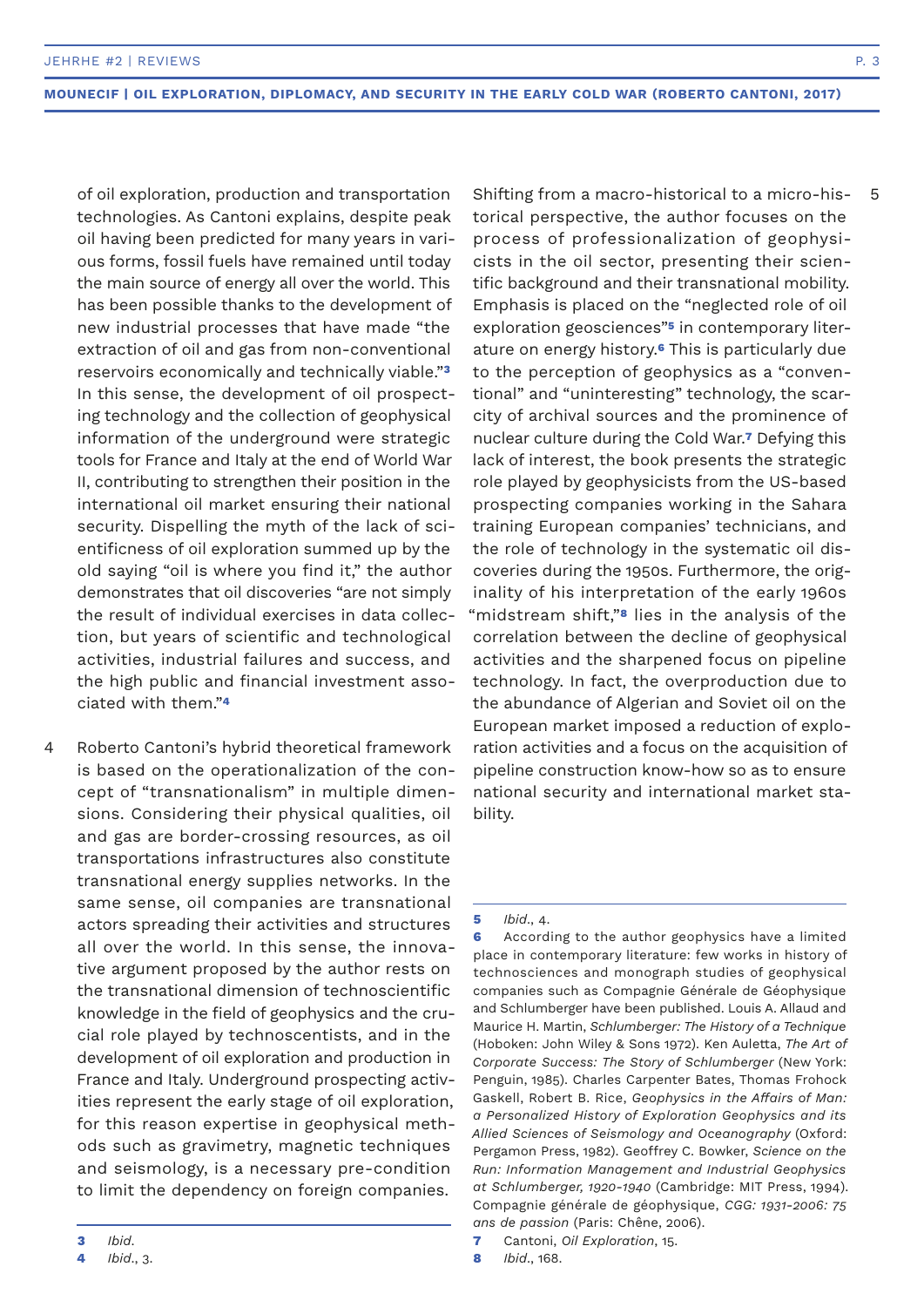of oil exploration, production and transportation technologies. As Cantoni explains, despite peak oil having been predicted for many years in various forms, fossil fuels have remained until today the main source of energy all over the world. This has been possible thanks to the development of new industrial processes that have made "the extraction of oil and gas from non-conventional reservoirs economically and technically viable."[3] In this sense, the development of oil prospecting technology and the collection of geophysical information of the underground were strategic tools for France and Italy at the end of World War II, contributing to strengthen their position in the international oil market ensuring their national security. Dispelling the myth of the lack of scientificness of oil exploration summed up by the old saying "oil is where you find it," the author demonstrates that oil discoveries "are not simply the result of individual exercises in data collection, but years of scientific and technological activities, industrial failures and success, and the high public and financial investment associated with them."[4]

4 Roberto Cantoni's hybrid theoretical framework is based on the operationalization of the concept of "transnationalism" in multiple dimensions. Considering their physical qualities, oil and gas are border-crossing resources, as oil transportations infrastructures also constitute transnational energy supplies networks. In the same sense, oil companies are transnational actors spreading their activities and structures all over the world. In this sense, the innovative argument proposed by the author rests on the transnational dimension of technoscientific knowledge in the field of geophysics and the crucial role played by technoscentists, and in the development of oil exploration and production in France and Italy. Underground prospecting activities represent the early stage of oil exploration, for this reason expertise in geophysical methods such as gravimetry, magnetic techniques and seismology, is a necessary pre-condition to limit the dependency on foreign companies.

5 Shifting from a macro-historical to a micro-historical perspective, the author focuses on the process of professionalization of geophysicists in the oil sector, presenting their scientific background and their transnational mobility. Emphasis is placed on the "neglected role of oil exploration geosciences"[5] in contemporary literature on energy history.[6] This is particularly due to the perception of geophysics as a "conventional" and "uninteresting" technology, the scarcity of archival sources and the prominence of nuclear culture during the Cold War.[7] Defying this lack of interest, the book presents the strategic role played by geophysicists from the US-based prospecting companies working in the Sahara training European companies' technicians, and the role of technology in the systematic oil discoveries during the 1950s. Furthermore, the originality of his interpretation of the early 1960s "midstream shift,"[8] lies in the analysis of the correlation between the decline of geophysical activities and the sharpened focus on pipeline technology. In fact, the overproduction due to the abundance of Algerian and Soviet oil on the European market imposed a reduction of exploration activities and a focus on the acquisition of pipeline construction know-how so as to ensure national security and international market stability.

---

[3] *Ibid.*

[4] *Ibid.*, 3.

[5] *Ibid.*, 4.

[6] According to the author geophysics have a limited place in contemporary literature: few works in history of technosciences and monograph studies of geophysical companies such as Compagnie Générale de Géophysique and Schlumberger have been published. Louis A. Allaud and Maurice H. Martin, *Schlumberger: The History of a Technique* (Hoboken: John Wiley & Sons 1972). Ken Auletta, *The Art of Corporate Success: The Story of Schlumberger* (New York: Penguin, 1985). Charles Carpenter Bates, Thomas Frohock Gaskell, Robert B. Rice, *Geophysics in the Affairs of Man: a Personalized History of Exploration Geophysics and its Allied Sciences of Seismology and Oceanography* (Oxford: Pergamon Press, 1982). Geoffrey C. Bowker, *Science on the Run: Information Management and Industrial Geophysics at Schlumberger, 1920-1940* (Cambridge: MIT Press, 1994). Compagnie générale de géophysique, *CGG: 1931-2006: 75 ans de passion* (Paris: Chêne, 2006).

[7] Cantoni, *Oil Exploration*, 15.

[8] *Ibid.*, 168.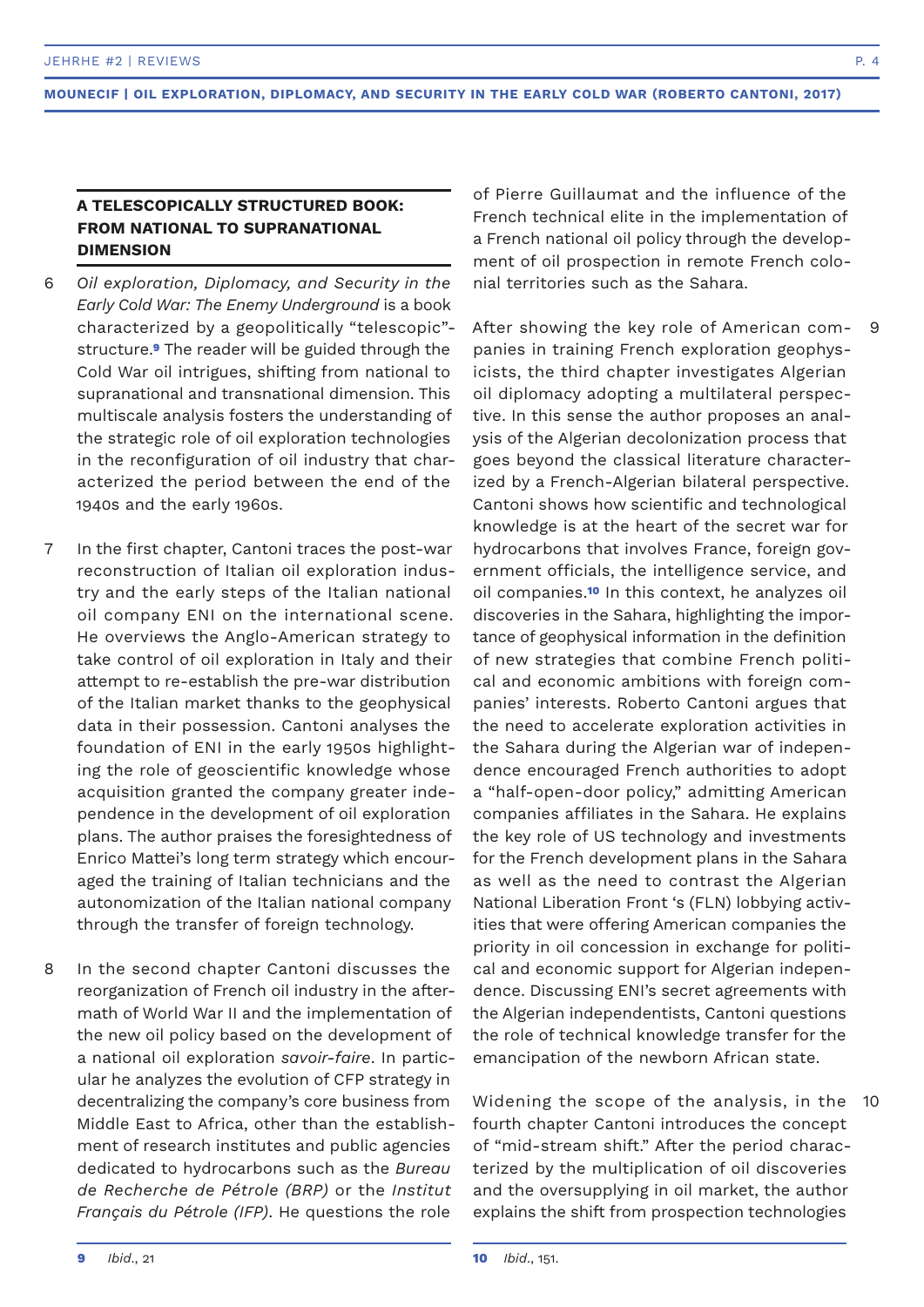### A TELESCOPICALLY STRUCTURED BOOK: FROM NATIONAL TO SUPRANATIONAL DIMENSION

6 *Oil exploration, Diplomacy, and Security in the Early Cold War: The Enemy Underground* is a book characterized by a geopolitically "telescopic"-structure.[9] The reader will be guided through the Cold War oil intrigues, shifting from national to supranational and transnational dimension. This multiscale analysis fosters the understanding of the strategic role of oil exploration technologies in the reconfiguration of oil industry that characterized the period between the end of the 1940s and the early 1960s.

7 In the first chapter, Cantoni traces the post-war reconstruction of Italian oil exploration industry and the early steps of the Italian national oil company ENI on the international scene. He overviews the Anglo-American strategy to take control of oil exploration in Italy and their attempt to re-establish the pre-war distribution of the Italian market thanks to the geophysical data in their possession. Cantoni analyses the foundation of ENI in the early 1950s highlighting the role of geoscientific knowledge whose acquisition granted the company greater independence in the development of oil exploration plans. The author praises the foresightedness of Enrico Mattei's long term strategy which encouraged the training of Italian technicians and the autonomization of the Italian national company through the transfer of foreign technology.

8 In the second chapter Cantoni discusses the reorganization of French oil industry in the aftermath of World War II and the implementation of the new oil policy based on the development of a national oil exploration *savoir-faire*. In particular he analyzes the evolution of CFP strategy in decentralizing the company's core business from Middle East to Africa, other than the establishment of research institutes and public agencies dedicated to hydrocarbons such as the *Bureau de Recherche de Pétrole (BRP)* or the *Institut Français du Pétrole (IFP)*. He questions the role of Pierre Guillaumat and the influence of the French technical elite in the implementation of a French national oil policy through the development of oil prospection in remote French colonial territories such as the Sahara.

9 After showing the key role of American companies in training French exploration geophysicists, the third chapter investigates Algerian oil diplomacy adopting a multilateral perspective. In this sense the author proposes an analysis of the Algerian decolonization process that goes beyond the classical literature characterized by a French-Algerian bilateral perspective. Cantoni shows how scientific and technological knowledge is at the heart of the secret war for hydrocarbons that involves France, foreign government officials, the intelligence service, and oil companies.[10] In this context, he analyzes oil discoveries in the Sahara, highlighting the importance of geophysical information in the definition of new strategies that combine French political and economic ambitions with foreign companies' interests. Roberto Cantoni argues that the need to accelerate exploration activities in the Sahara during the Algerian war of independence encouraged French authorities to adopt a "half-open-door policy," admitting American companies affiliates in the Sahara. He explains the key role of US technology and investments for the French development plans in the Sahara as well as the need to contrast the Algerian National Liberation Front 's (FLN) lobbying activities that were offering American companies the priority in oil concession in exchange for political and economic support for Algerian independence. Discussing ENI's secret agreements with the Algerian independentists, Cantoni questions the role of technical knowledge transfer for the emancipation of the newborn African state.

10 Widening the scope of the analysis, in the fourth chapter Cantoni introduces the concept of "mid-stream shift." After the period characterized by the multiplication of oil discoveries and the oversupplying in oil market, the author explains the shift from prospection technologies

---

[9] *Ibid.*, 21

[10] *Ibid.*, 151.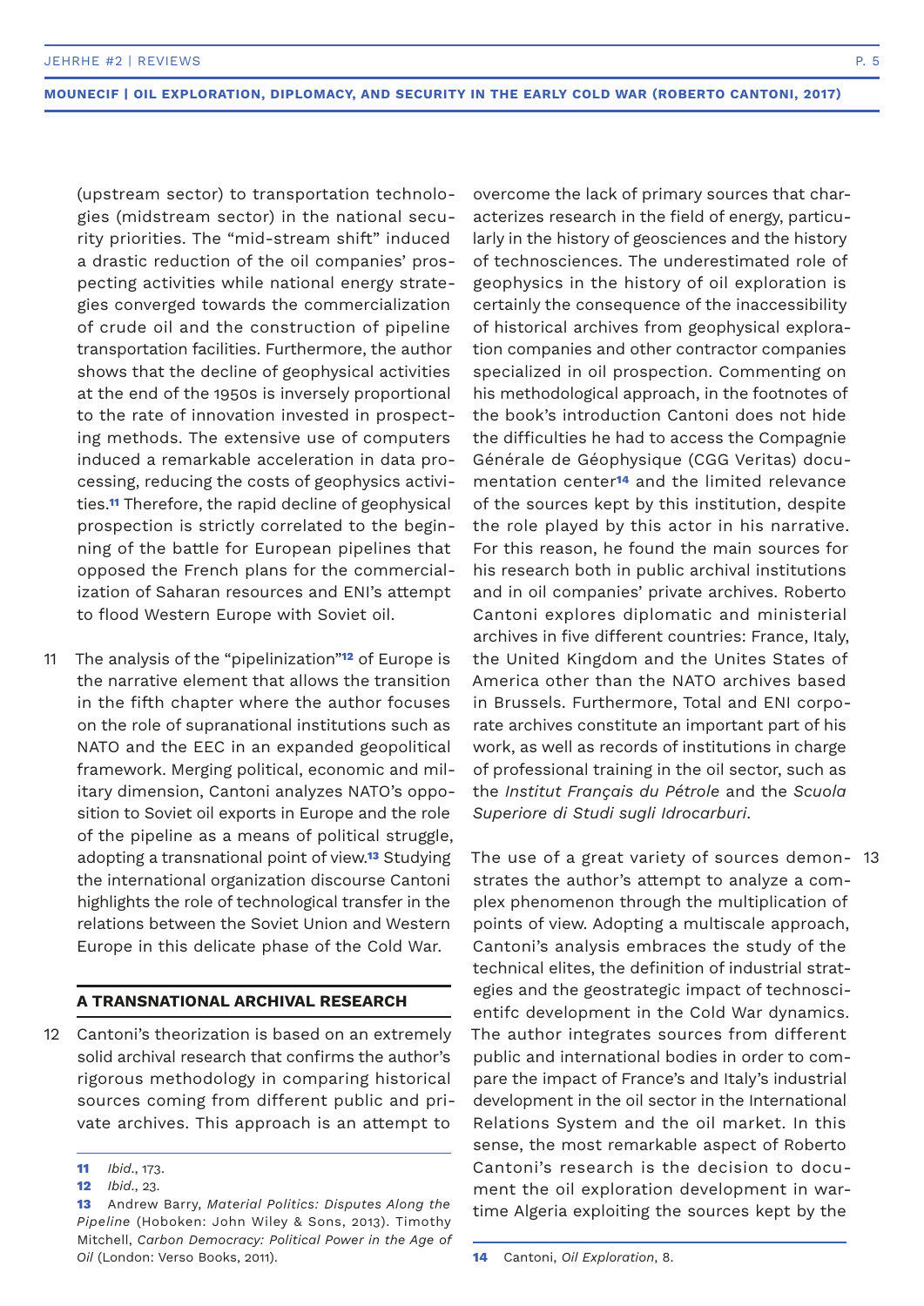(upstream sector) to transportation technologies (midstream sector) in the national security priorities. The "mid-stream shift" induced a drastic reduction of the oil companies' prospecting activities while national energy strategies converged towards the commercialization of crude oil and the construction of pipeline transportation facilities. Furthermore, the author shows that the decline of geophysical activities at the end of the 1950s is inversely proportional to the rate of innovation invested in prospecting methods. The extensive use of computers induced a remarkable acceleration in data processing, reducing the costs of geophysics activities.[11] Therefore, the rapid decline of geophysical prospection is strictly correlated to the beginning of the battle for European pipelines that opposed the French plans for the commercialization of Saharan resources and ENI's attempt to flood Western Europe with Soviet oil.

11 The analysis of the "pipelinization"[12] of Europe is the narrative element that allows the transition in the fifth chapter where the author focuses on the role of supranational institutions such as NATO and the EEC in an expanded geopolitical framework. Merging political, economic and military dimension, Cantoni analyzes NATO's opposition to Soviet oil exports in Europe and the role of the pipeline as a means of political struggle, adopting a transnational point of view.[13] Studying the international organization discourse Cantoni highlights the role of technological transfer in the relations between the Soviet Union and Western Europe in this delicate phase of the Cold War.

## A TRANSNATIONAL ARCHIVAL RESEARCH

12 Cantoni's theorization is based on an extremely solid archival research that confirms the author's rigorous methodology in comparing historical sources coming from different public and private archives. This approach is an attempt to overcome the lack of primary sources that characterizes research in the field of energy, particularly in the history of geosciences and the history of technosciences. The underestimated role of geophysics in the history of oil exploration is certainly the consequence of the inaccessibility of historical archives from geophysical exploration companies and other contractor companies specialized in oil prospection. Commenting on his methodological approach, in the footnotes of the book's introduction Cantoni does not hide the difficulties he had to access the Compagnie Générale de Géophysique (CGG Veritas) documentation center[14] and the limited relevance of the sources kept by this institution, despite the role played by this actor in his narrative. For this reason, he found the main sources for his research both in public archival institutions and in oil companies' private archives. Roberto Cantoni explores diplomatic and ministerial archives in five different countries: France, Italy, the United Kingdom and the Unites States of America other than the NATO archives based in Brussels. Furthermore, Total and ENI corporate archives constitute an important part of his work, as well as records of institutions in charge of professional training in the oil sector, such as the *Institut Français du Pétrole* and the *Scuola Superiore di Studi sugli Idrocarburi*.

13 The use of a great variety of sources demonstrates the author's attempt to analyze a complex phenomenon through the multiplication of points of view. Adopting a multiscale approach, Cantoni's analysis embraces the study of the technical elites, the definition of industrial strategies and the geostrategic impact of technoscientifc development in the Cold War dynamics. The author integrates sources from different public and international bodies in order to compare the impact of France's and Italy's industrial development in the oil sector in the International Relations System and the oil market. In this sense, the most remarkable aspect of Roberto Cantoni's research is the decision to document the oil exploration development in wartime Algeria exploiting the sources kept by the

---

**11** *Ibid.*, 173.

**12** *Ibid.*, 23.

**13** Andrew Barry, *Material Politics: Disputes Along the Pipeline* (Hoboken: John Wiley & Sons, 2013). Timothy Mitchell, *Carbon Democracy: Political Power in the Age of Oil* (London: Verso Books, 2011).

**14** Cantoni, *Oil Exploration*, 8.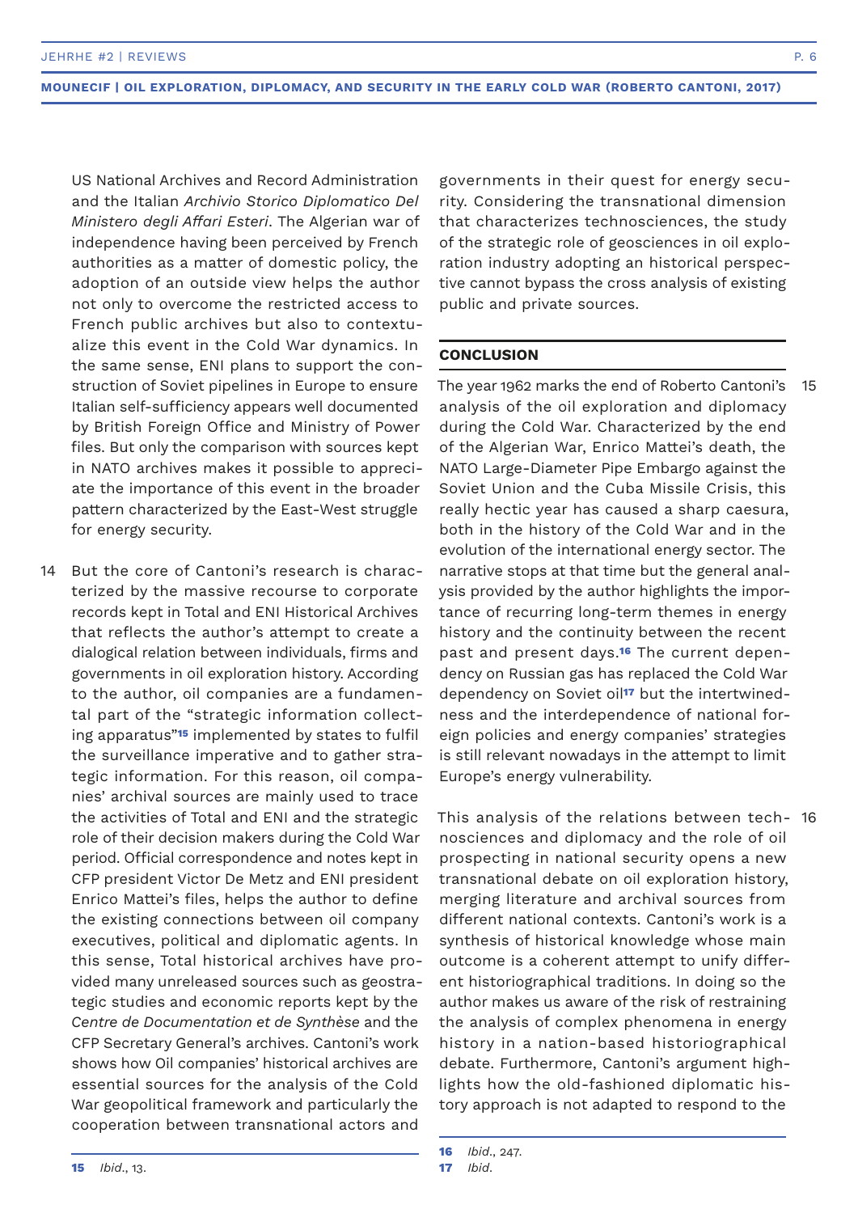US National Archives and Record Administration and the Italian *Archivio Storico Diplomatico Del Ministero degli Affari Esteri*. The Algerian war of independence having been perceived by French authorities as a matter of domestic policy, the adoption of an outside view helps the author not only to overcome the restricted access to French public archives but also to contextualize this event in the Cold War dynamics. In the same sense, ENI plans to support the construction of Soviet pipelines in Europe to ensure Italian self-sufficiency appears well documented by British Foreign Office and Ministry of Power files. But only the comparison with sources kept in NATO archives makes it possible to appreciate the importance of this event in the broader pattern characterized by the East-West struggle for energy security.

14 But the core of Cantoni's research is characterized by the massive recourse to corporate records kept in Total and ENI Historical Archives that reflects the author's attempt to create a dialogical relation between individuals, firms and governments in oil exploration history. According to the author, oil companies are a fundamental part of the "strategic information collecting apparatus"[15] implemented by states to fulfil the surveillance imperative and to gather strategic information. For this reason, oil companies' archival sources are mainly used to trace the activities of Total and ENI and the strategic role of their decision makers during the Cold War period. Official correspondence and notes kept in CFP president Victor De Metz and ENI president Enrico Mattei's files, helps the author to define the existing connections between oil company executives, political and diplomatic agents. In this sense, Total historical archives have provided many unreleased sources such as geostrategic studies and economic reports kept by the *Centre de Documentation et de Synthèse* and the CFP Secretary General's archives. Cantoni's work shows how Oil companies' historical archives are essential sources for the analysis of the Cold War geopolitical framework and particularly the cooperation between transnational actors and governments in their quest for energy security. Considering the transnational dimension that characterizes technosciences, the study of the strategic role of geosciences in oil exploration industry adopting an historical perspective cannot bypass the cross analysis of existing public and private sources.

## CONCLUSION

15 The year 1962 marks the end of Roberto Cantoni's analysis of the oil exploration and diplomacy during the Cold War. Characterized by the end of the Algerian War, Enrico Mattei's death, the NATO Large-Diameter Pipe Embargo against the Soviet Union and the Cuba Missile Crisis, this really hectic year has caused a sharp caesura, both in the history of the Cold War and in the evolution of the international energy sector. The narrative stops at that time but the general analysis provided by the author highlights the importance of recurring long-term themes in energy history and the continuity between the recent past and present days.[16] The current dependency on Russian gas has replaced the Cold War dependency on Soviet oil[17] but the intertwinedness and the interdependence of national foreign policies and energy companies' strategies is still relevant nowadays in the attempt to limit Europe's energy vulnerability.

16 This analysis of the relations between technosciences and diplomacy and the role of oil prospecting in national security opens a new transnational debate on oil exploration history, merging literature and archival sources from different national contexts. Cantoni's work is a synthesis of historical knowledge whose main outcome is a coherent attempt to unify different historiographical traditions. In doing so the author makes us aware of the risk of restraining the analysis of complex phenomena in energy history in a nation-based historiographical debate. Furthermore, Cantoni's argument highlights how the old-fashioned diplomatic history approach is not adapted to respond to the

---

15 *Ibid.*, 13.

16 *Ibid.*, 247.

17 *Ibid.*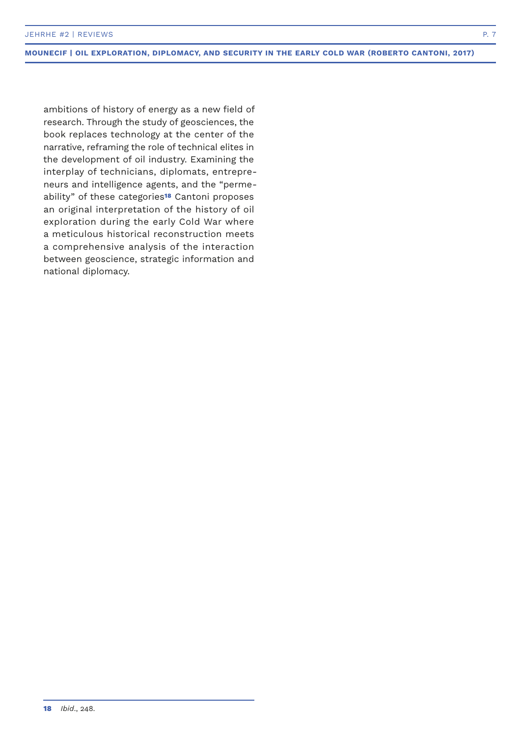ambitions of history of energy as a new field of research. Through the study of geosciences, the book replaces technology at the center of the narrative, reframing the role of technical elites in the development of oil industry. Examining the interplay of technicians, diplomats, entrepreneurs and intelligence agents, and the "permeability" of these categories[18] Cantoni proposes an original interpretation of the history of oil exploration during the early Cold War where a meticulous historical reconstruction meets a comprehensive analysis of the interaction between geoscience, strategic information and national diplomacy.

---

**18** *Ibid.*, 248.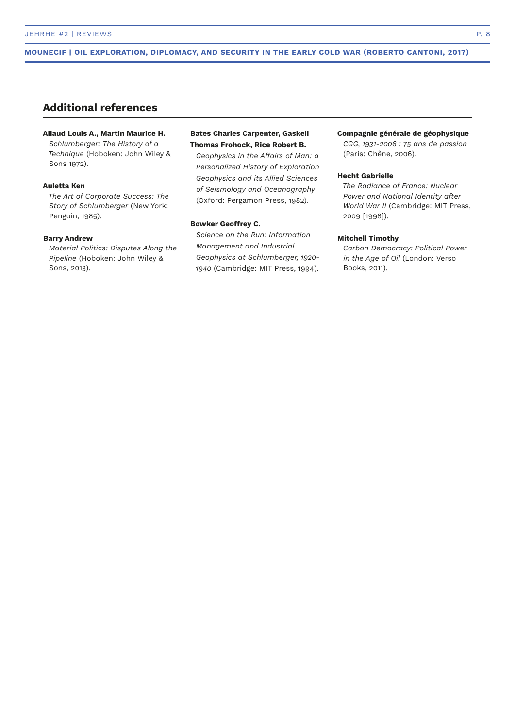## Additional references

**Allaud Louis A., Martin Maurice H.**
*Schlumberger: The History of a Technique* (Hoboken: John Wiley & Sons 1972).

**Auletta Ken**
*The Art of Corporate Success: The Story of Schlumberger* (New York: Penguin, 1985).

**Barry Andrew**
*Material Politics: Disputes Along the Pipeline* (Hoboken: John Wiley & Sons, 2013).

**Bates Charles Carpenter, Gaskell Thomas Frohock, Rice Robert B.**
*Geophysics in the Affairs of Man: a Personalized History of Exploration Geophysics and its Allied Sciences of Seismology and Oceanography* (Oxford: Pergamon Press, 1982).

**Bowker Geoffrey C.**
*Science on the Run: Information Management and Industrial Geophysics at Schlumberger, 1920-1940* (Cambridge: MIT Press, 1994).

**Compagnie générale de géophysique**
*CGG, 1931-2006 : 75 ans de passion* (Paris: Chêne, 2006).

**Hecht Gabrielle**
*The Radiance of France: Nuclear Power and National Identity after World War II* (Cambridge: MIT Press, 2009 [1998]).

**Mitchell Timothy**
*Carbon Democracy: Political Power in the Age of Oil* (London: Verso Books, 2011).